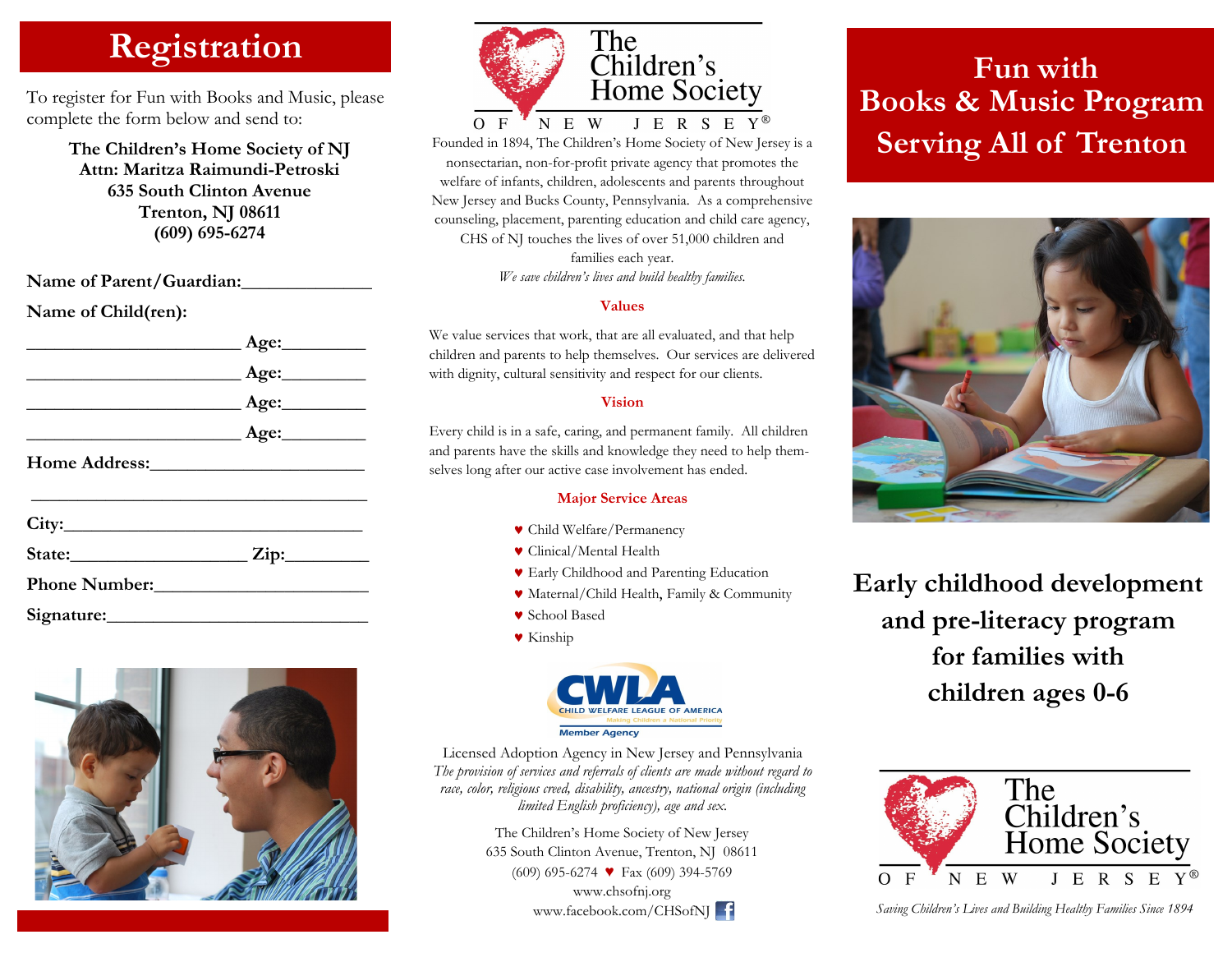# Registration

To register for Fun with Books and Music, please complete the form below and send to:

**The Children's Home Society of NJ**
**Attn: Maritza Raimundi-Petroski**
**635 South Clinton Avenue**
**Trenton, NJ 08611**
**(609) 695-6274**

**Name of Parent/Guardian:**______________

**Name of Child(ren):**

________________________ **Age:**_________

________________________ **Age:**_________

________________________ **Age:**_________

________________________ **Age:**_________

**Home Address:**________________________

________________________________________

**City:**__________________________________

**State:**____________________ **Zip:**_________

**Phone Number:**________________________

**Signature:**______________________________

The Children's Home Society OF NEW JERSEY®

Founded in 1894, The Children's Home Society of New Jersey is a nonsectarian, non-for-profit private agency that promotes the welfare of infants, children, adolescents and parents throughout New Jersey and Bucks County, Pennsylvania. As a comprehensive counseling, placement, parenting education and child care agency, CHS of NJ touches the lives of over 51,000 children and families each year.

*We save children's lives and build healthy families.*

### Values

We value services that work, that are all evaluated, and that help children and parents to help themselves. Our services are delivered with dignity, cultural sensitivity and respect for our clients.

### Vision

Every child is in a safe, caring, and permanent family. All children and parents have the skills and knowledge they need to help themselves long after our active case involvement has ended.

### Major Service Areas

- Child Welfare/Permanency
- Clinical/Mental Health
- Early Childhood and Parenting Education
- Maternal/Child Health, Family & Community
- School Based
- Kinship

CWLA CHILD WELFARE LEAGUE OF AMERICA Making Children a National Priority
Member Agency

Licensed Adoption Agency in New Jersey and Pennsylvania

*The provision of services and referrals of clients are made without regard to race, color, religious creed, disability, ancestry, national origin (including limited English proficiency), age and sex.*

The Children's Home Society of New Jersey
635 South Clinton Avenue, Trenton, NJ 08611
(609) 695-6274 ♥ Fax (609) 394-5769
www.chsofnj.org
www.facebook.com/CHSofNJ

# Fun with Books & Music Program Serving All of Trenton

## Early childhood development and pre-literacy program for families with children ages 0-6

The Children's Home Society OF NEW JERSEY®

*Saving Children's Lives and Building Healthy Families Since 1894*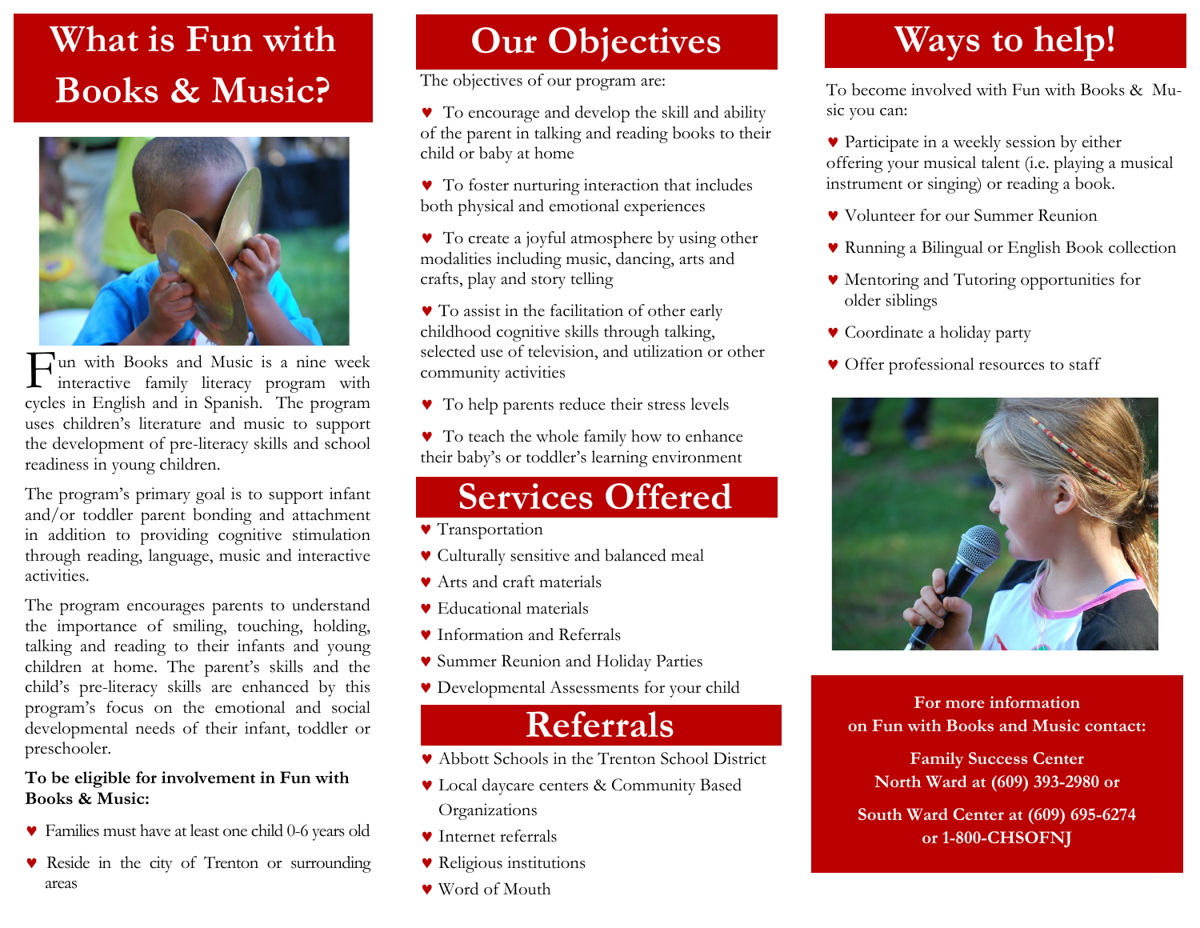# What is Fun with Books & Music?

Fun with Books and Music is a nine week interactive family literacy program with cycles in English and in Spanish. The program uses children's literature and music to support the development of pre-literacy skills and school readiness in young children.

The program's primary goal is to support infant and/or toddler parent bonding and attachment in addition to providing cognitive stimulation through reading, language, music and interactive activities.

The program encourages parents to understand the importance of smiling, touching, holding, talking and reading to their infants and young children at home. The parent's skills and the child's pre-literacy skills are enhanced by this program's focus on the emotional and social developmental needs of their infant, toddler or preschooler.

**To be eligible for involvement in Fun with Books & Music:**

- ♥ Families must have at least one child 0-6 years old
- ♥ Reside in the city of Trenton or surrounding areas

# Our Objectives

The objectives of our program are:

- ♥ To encourage and develop the skill and ability of the parent in talking and reading books to their child or baby at home
- ♥ To foster nurturing interaction that includes both physical and emotional experiences
- ♥ To create a joyful atmosphere by using other modalities including music, dancing, arts and crafts, play and story telling
- ♥ To assist in the facilitation of other early childhood cognitive skills through talking, selected use of television, and utilization or other community activities
- ♥ To help parents reduce their stress levels
- ♥ To teach the whole family how to enhance their baby's or toddler's learning environment

# Services Offered

- ♥ Transportation
- ♥ Culturally sensitive and balanced meal
- ♥ Arts and craft materials
- ♥ Educational materials
- ♥ Information and Referrals
- ♥ Summer Reunion and Holiday Parties
- ♥ Developmental Assessments for your child

# Referrals

- ♥ Abbott Schools in the Trenton School District
- ♥ Local daycare centers & Community Based Organizations
- ♥ Internet referrals
- ♥ Religious institutions
- ♥ Word of Mouth

# Ways to help!

To become involved with Fun with Books & Music you can:

- ♥ Participate in a weekly session by either offering your musical talent (i.e. playing a musical instrument or singing) or reading a book.
- ♥ Volunteer for our Summer Reunion
- ♥ Running a Bilingual or English Book collection
- ♥ Mentoring and Tutoring opportunities for older siblings
- ♥ Coordinate a holiday party
- ♥ Offer professional resources to staff

**For more information on Fun with Books and Music contact:**

**Family Success Center North Ward at (609) 393-2980 or**

**South Ward Center at (609) 695-6274 or 1-800-CHSOFNJ**